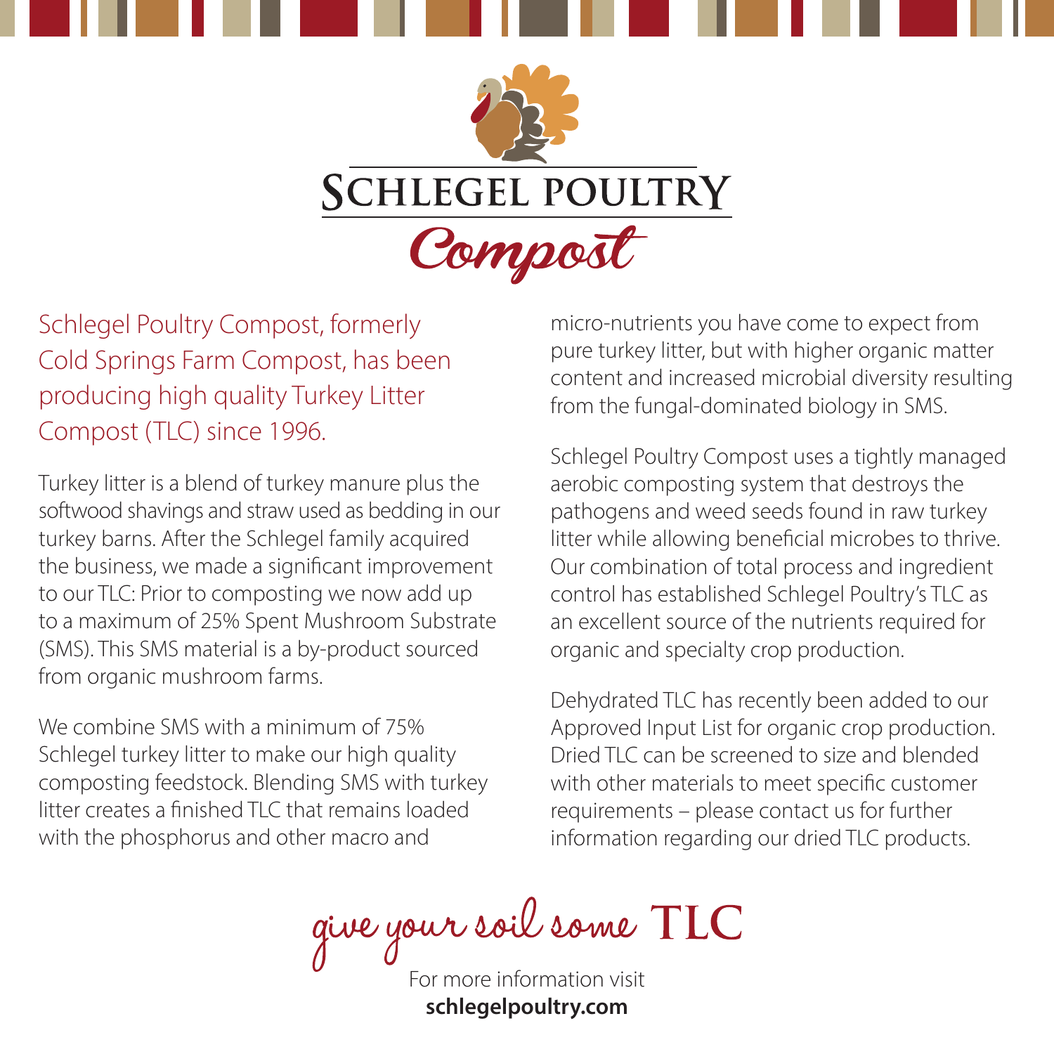# SCHLEGEL POULTRY

## Compost

Schlegel Poultry Compost, formerly Cold Springs Farm Compost, has been producing high quality Turkey Litter Compost (TLC) since 1996.

Turkey litter is a blend of turkey manure plus the softwood shavings and straw used as bedding in our turkey barns. After the Schlegel family acquired the business, we made a significant improvement to our TLC: Prior to composting we now add up to a maximum of 25% Spent Mushroom Substrate (SMS). This SMS material is a by-product sourced from organic mushroom farms.

We combine SMS with a minimum of 75% Schlegel turkey litter to make our high quality composting feedstock. Blending SMS with turkey litter creates a finished TLC that remains loaded with the phosphorus and other macro and micro-nutrients you have come to expect from pure turkey litter, but with higher organic matter content and increased microbial diversity resulting from the fungal-dominated biology in SMS.

Schlegel Poultry Compost uses a tightly managed aerobic composting system that destroys the pathogens and weed seeds found in raw turkey litter while allowing beneficial microbes to thrive. Our combination of total process and ingredient control has established Schlegel Poultry's TLC as an excellent source of the nutrients required for organic and specialty crop production.

Dehydrated TLC has recently been added to our Approved Input List for organic crop production. Dried TLC can be screened to size and blended with other materials to meet specific customer requirements – please contact us for further information regarding our dried TLC products.

*give your soil some* **TLC**

For more information visit
**schlegelpoultry.com**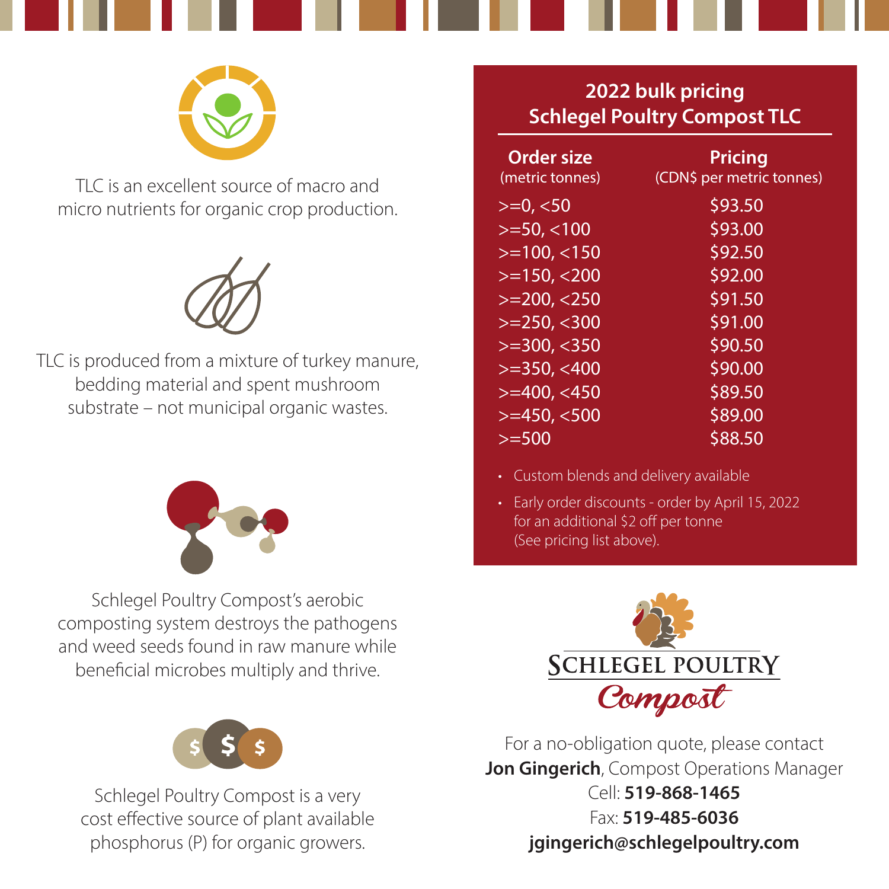TLC is an excellent source of macro and micro nutrients for organic crop production.

TLC is produced from a mixture of turkey manure, bedding material and spent mushroom substrate – not municipal organic wastes.

Schlegel Poultry Compost's aerobic composting system destroys the pathogens and weed seeds found in raw manure while beneficial microbes multiply and thrive.

Schlegel Poultry Compost is a very cost effective source of plant available phosphorus (P) for organic growers.

## 2022 bulk pricing
## Schlegel Poultry Compost TLC

| Order size (metric tonnes) | Pricing (CDN$ per metric tonnes) |
|---|---|
| >=0, <50 | $93.50 |
| >=50, <100 | $93.00 |
| >=100, <150 | $92.50 |
| >=150, <200 | $92.00 |
| >=200, <250 | $91.50 |
| >=250, <300 | $91.00 |
| >=300, <350 | $90.50 |
| >=350, <400 | $90.00 |
| >=400, <450 | $89.50 |
| >=450, <500 | $89.00 |
| >=500 | $88.50 |

- Custom blends and delivery available
- Early order discounts - order by April 15, 2022 for an additional $2 off per tonne (See pricing list above).

SCHLEGEL POULTRY
Compost

For a no-obligation quote, please contact
**Jon Gingerich**, Compost Operations Manager
Cell: **519-868-1465**
Fax: **519-485-6036**
**jgingerich@schlegelpoultry.com**